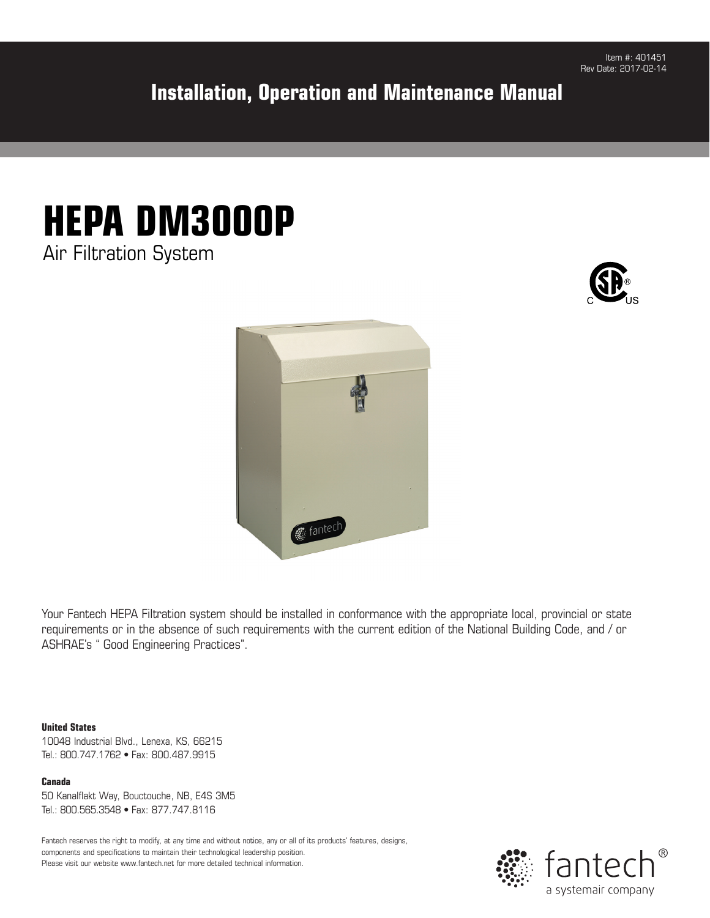Item #: 401451
Rev Date: 2017-02-14

**Installation, Operation and Maintenance Manual**

# HEPA DM3000P

Air Filtration System

Your Fantech HEPA Filtration system should be installed in conformance with the appropriate local, provincial or state requirements or in the absence of such requirements with the current edition of the National Building Code, and / or ASHRAE's " Good Engineering Practices".

**United States**
10048 Industrial Blvd., Lenexa, KS, 66215
Tel.: 800.747.1762 • Fax: 800.487.9915

**Canada**
50 Kanalflakt Way, Bouctouche, NB, E4S 3M5
Tel.: 800.565.3548 • Fax: 877.747.8116

Fantech reserves the right to modify, at any time and without notice, any or all of its products' features, designs, components and specifications to maintain their technological leadership position.
Please visit our website www.fantech.net for more detailed technical information.

fantech®
a systemair company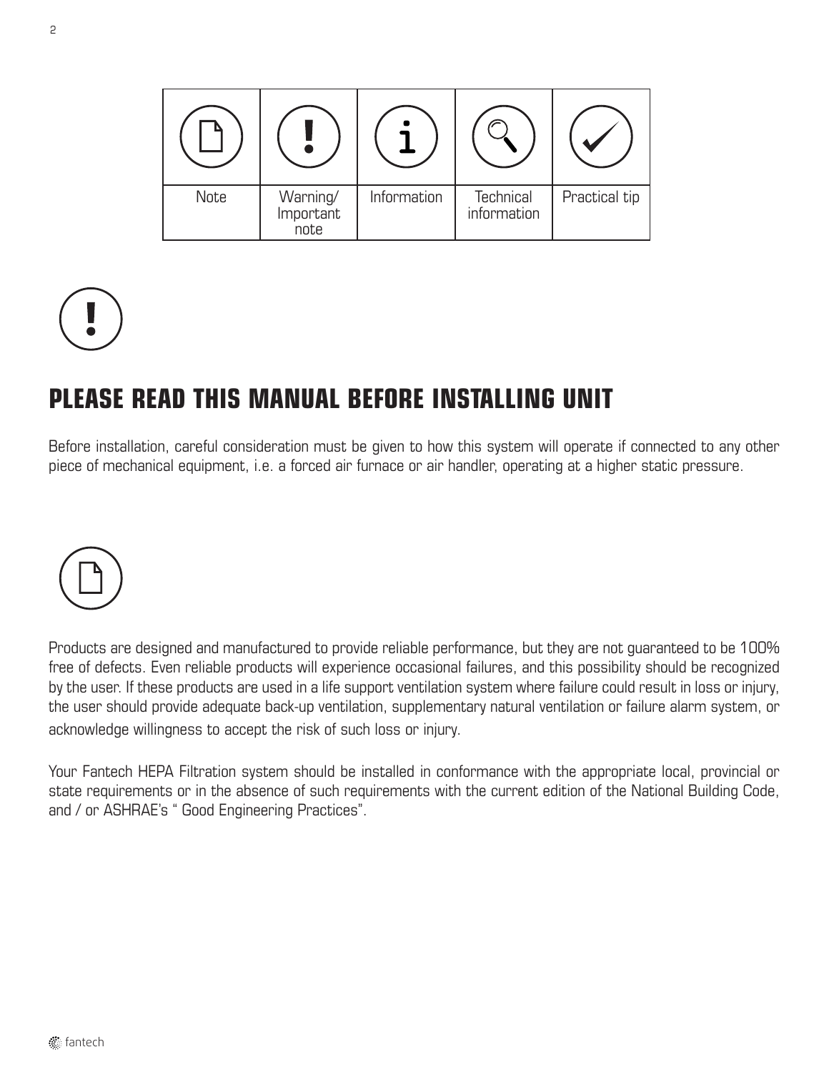| | | | | |
|---|---|---|---|---|
| Note | Warning/ Important note | Information | Technical information | Practical tip |

## PLEASE READ THIS MANUAL BEFORE INSTALLING UNIT

Before installation, careful consideration must be given to how this system will operate if connected to any other piece of mechanical equipment, i.e. a forced air furnace or air handler, operating at a higher static pressure.

Products are designed and manufactured to provide reliable performance, but they are not guaranteed to be 100% free of defects. Even reliable products will experience occasional failures, and this possibility should be recognized by the user. If these products are used in a life support ventilation system where failure could result in loss or injury, the user should provide adequate back-up ventilation, supplementary natural ventilation or failure alarm system, or acknowledge willingness to accept the risk of such loss or injury.

Your Fantech HEPA Filtration system should be installed in conformance with the appropriate local, provincial or state requirements or in the absence of such requirements with the current edition of the National Building Code, and / or ASHRAE's " Good Engineering Practices".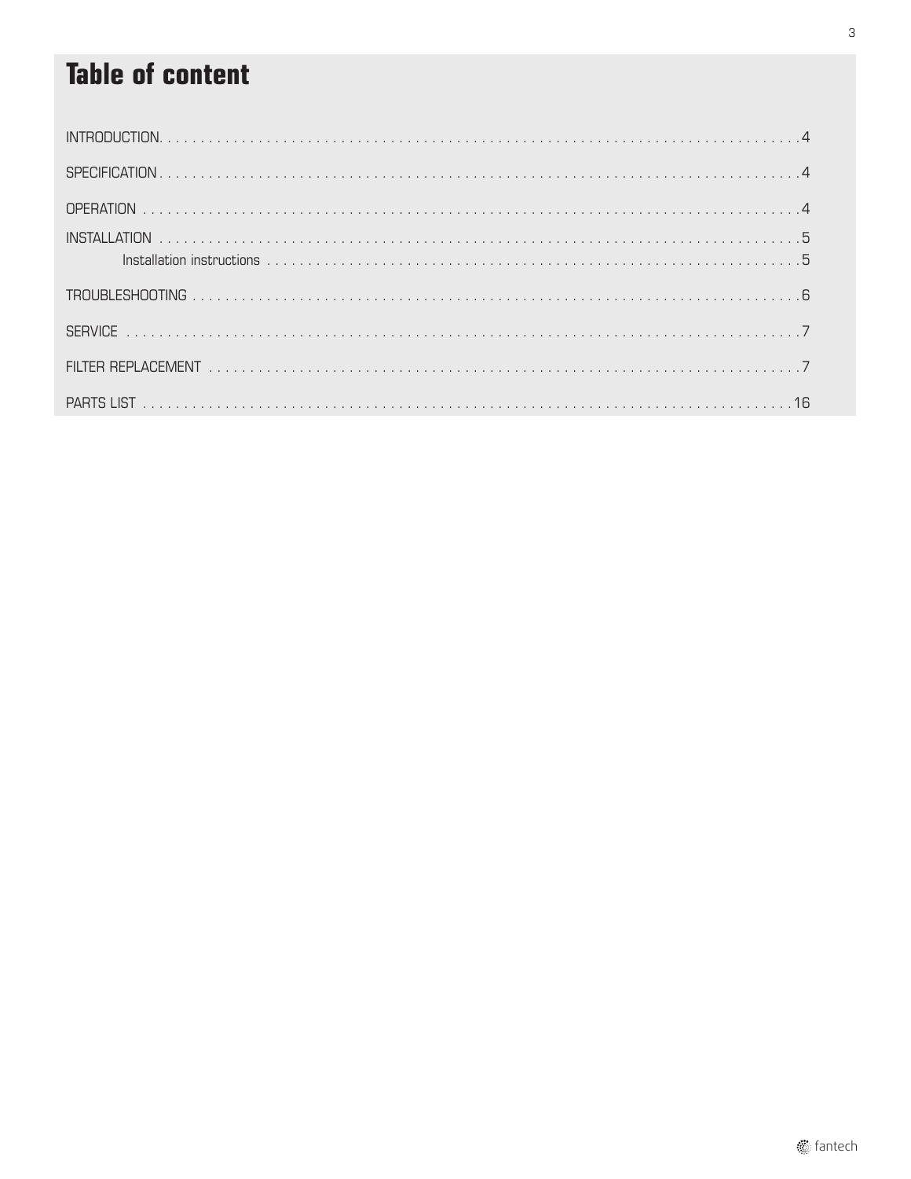# Table of content

INTRODUCTION. . . . . . . . . . . . . . . . . . . . . . . . . . . . . . . . . . . . . . . . . . . . . . . . . . . . . . . . . . . . . . . . . . . . . . . . . . . . . 4

SPECIFICATION . . . . . . . . . . . . . . . . . . . . . . . . . . . . . . . . . . . . . . . . . . . . . . . . . . . . . . . . . . . . . . . . . . . . . . . . . . . . . 4

OPERATION . . . . . . . . . . . . . . . . . . . . . . . . . . . . . . . . . . . . . . . . . . . . . . . . . . . . . . . . . . . . . . . . . . . . . . . . . . . . . . . 4

INSTALLATION . . . . . . . . . . . . . . . . . . . . . . . . . . . . . . . . . . . . . . . . . . . . . . . . . . . . . . . . . . . . . . . . . . . . . . . . . . . . 5

- Installation instructions . . . . . . . . . . . . . . . . . . . . . . . . . . . . . . . . . . . . . . . . . . . . . . . . . . . . . . . . . . . . . . . . 5

TROUBLESHOOTING . . . . . . . . . . . . . . . . . . . . . . . . . . . . . . . . . . . . . . . . . . . . . . . . . . . . . . . . . . . . . . . . . . . . . . . . 6

SERVICE . . . . . . . . . . . . . . . . . . . . . . . . . . . . . . . . . . . . . . . . . . . . . . . . . . . . . . . . . . . . . . . . . . . . . . . . . . . . . . . . . 7

FILTER REPLACEMENT . . . . . . . . . . . . . . . . . . . . . . . . . . . . . . . . . . . . . . . . . . . . . . . . . . . . . . . . . . . . . . . . . . . . . 7

PARTS LIST . . . . . . . . . . . . . . . . . . . . . . . . . . . . . . . . . . . . . . . . . . . . . . . . . . . . . . . . . . . . . . . . . . . . . . . . . . . . . . 16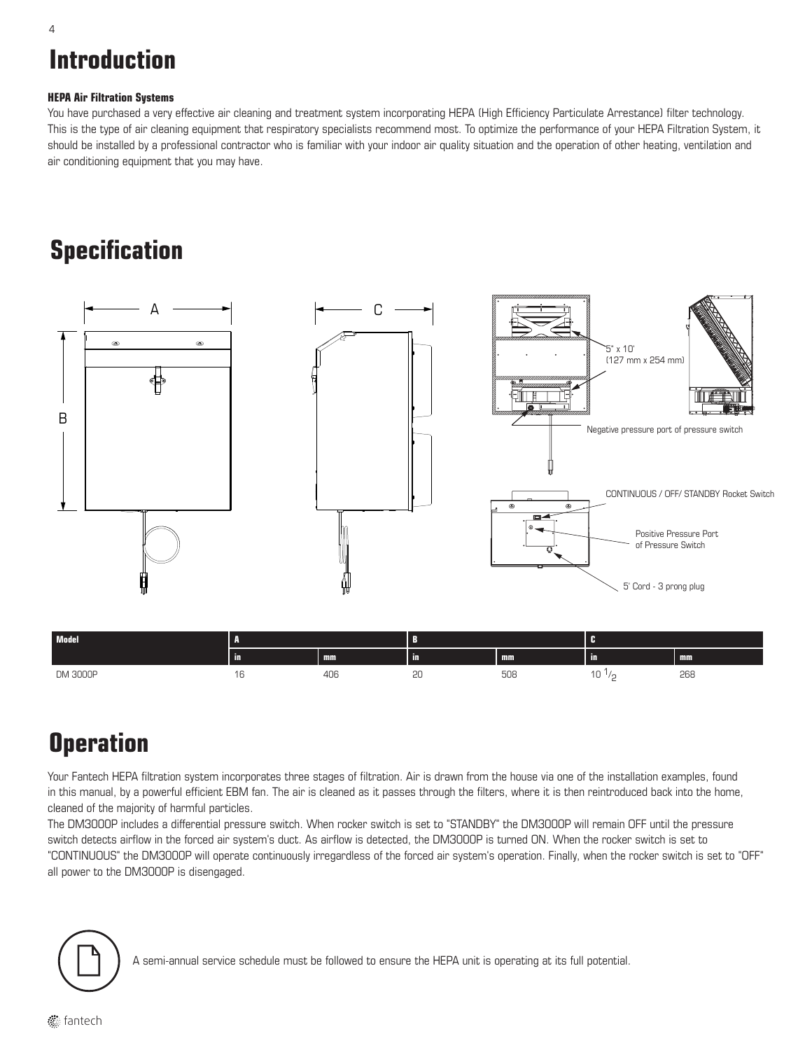# Introduction

### HEPA Air Filtration Systems

You have purchased a very effective air cleaning and treatment system incorporating HEPA (High Efficiency Particulate Arrestance) filter technology. This is the type of air cleaning equipment that respiratory specialists recommend most. To optimize the performance of your HEPA Filtration System, it should be installed by a professional contractor who is familiar with your indoor air quality situation and the operation of other heating, ventilation and air conditioning equipment that you may have.

# Specification

A

C

B

5" x 10'
(127 mm x 254 mm)

Negative pressure port of pressure switch

CONTINUOUS / OFF/ STANDBY Rocket Switch

Positive Pressure Port of Pressure Switch

5' Cord - 3 prong plug

| Model | A | | B | | C | |
|---|---|---|---|---|---|---|
| | in | mm | in | mm | in | mm |
| DM 3000P | 16 | 406 | 20 | 508 | 10 1/2 | 268 |

# Operation

Your Fantech HEPA filtration system incorporates three stages of filtration. Air is drawn from the house via one of the installation examples, found in this manual, by a powerful efficient EBM fan. The air is cleaned as it passes through the filters, where it is then reintroduced back into the home, cleaned of the majority of harmful particles.

The DM3000P includes a differential pressure switch. When rocker switch is set to "STANDBY" the DM3000P will remain OFF until the pressure switch detects airflow in the forced air system's duct. As airflow is detected, the DM3000P is turned ON. When the rocker switch is set to "CONTINUOUS" the DM3000P will operate continuously irregardless of the forced air system's operation. Finally, when the rocker switch is set to "OFF" all power to the DM3000P is disengaged.

A semi-annual service schedule must be followed to ensure the HEPA unit is operating at its full potential.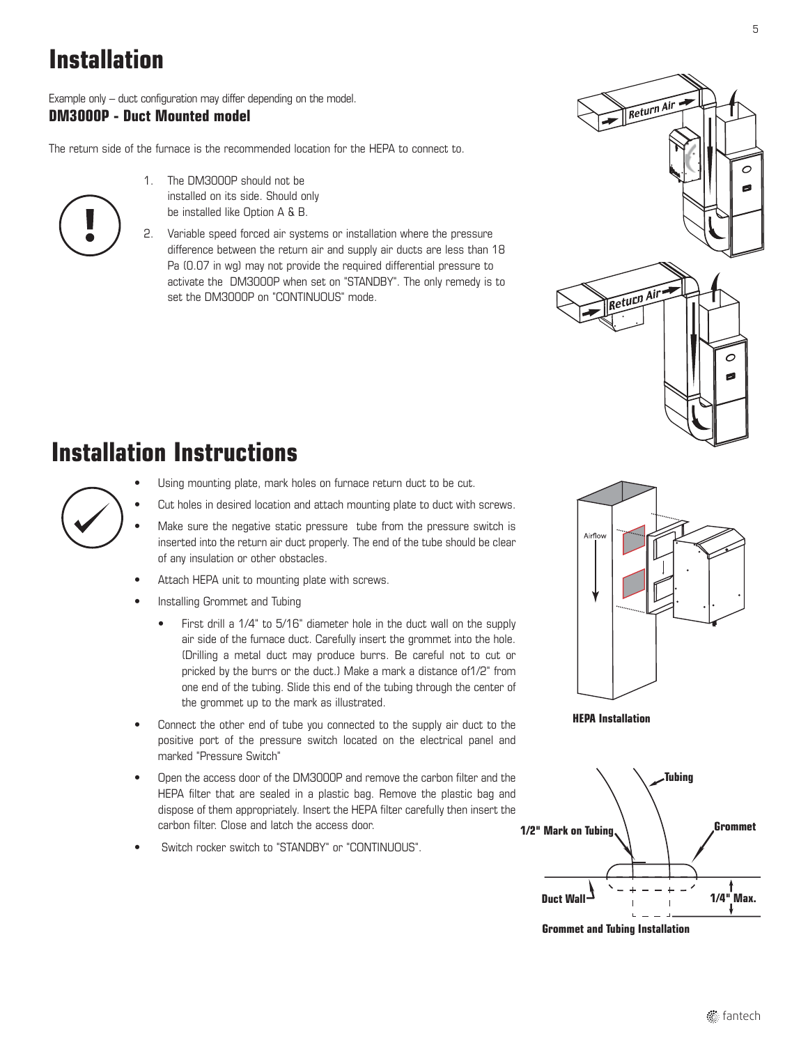# Installation

Example only – duct configuration may differ depending on the model.

**DM3000P - Duct Mounted model**

The return side of the furnace is the recommended location for the HEPA to connect to.

1. The DM3000P should not be installed on its side. Should only be installed like Option A & B.
2. Variable speed forced air systems or installation where the pressure difference between the return air and supply air ducts are less than 18 Pa (0.07 in wg) may not provide the required differential pressure to activate the DM3000P when set on "STANDBY". The only remedy is to set the DM3000P on "CONTINUOUS" mode.

# Installation Instructions

- Using mounting plate, mark holes on furnace return duct to be cut.
- Cut holes in desired location and attach mounting plate to duct with screws.
- Make sure the negative static pressure tube from the pressure switch is inserted into the return air duct properly. The end of the tube should be clear of any insulation or other obstacles.
- Attach HEPA unit to mounting plate with screws.
- Installing Grommet and Tubing
  - First drill a 1/4" to 5/16" diameter hole in the duct wall on the supply air side of the furnace duct. Carefully insert the grommet into the hole. (Drilling a metal duct may produce burrs. Be careful not to cut or pricked by the burrs or the duct.) Make a mark a distance of1/2" from one end of the tubing. Slide this end of the tubing through the center of the grommet up to the mark as illustrated.
- Connect the other end of tube you connected to the supply air duct to the positive port of the pressure switch located on the electrical panel and marked "Pressure Switch"
- Open the access door of the DM3000P and remove the carbon filter and the HEPA filter that are sealed in a plastic bag. Remove the plastic bag and dispose of them appropriately. Insert the HEPA filter carefully then insert the carbon filter. Close and latch the access door.
- Switch rocker switch to "STANDBY" or "CONTINUOUS".

**HEPA Installation**

**Grommet and Tubing Installation**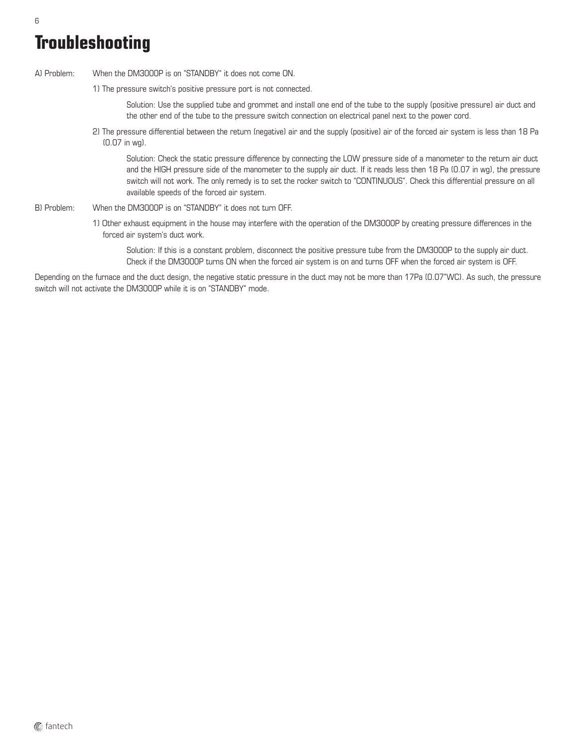# Troubleshooting

A) Problem: When the DM3000P is on "STANDBY" it does not come ON.

1) The pressure switch's positive pressure port is not connected.

   Solution: Use the supplied tube and grommet and install one end of the tube to the supply (positive pressure) air duct and the other end of the tube to the pressure switch connection on electrical panel next to the power cord.

2) The pressure differential between the return (negative) air and the supply (positive) air of the forced air system is less than 18 Pa (0.07 in wg).

   Solution: Check the static pressure difference by connecting the LOW pressure side of a manometer to the return air duct and the HIGH pressure side of the manometer to the supply air duct. If it reads less then 18 Pa (0.07 in wg), the pressure switch will not work. The only remedy is to set the rocker switch to "CONTINUOUS". Check this differential pressure on all available speeds of the forced air system.

B) Problem: When the DM3000P is on "STANDBY" it does not turn OFF.

1) Other exhaust equipment in the house may interfere with the operation of the DM3000P by creating pressure differences in the forced air system's duct work.

   Solution: If this is a constant problem, disconnect the positive pressure tube from the DM3000P to the supply air duct. Check if the DM3000P turns ON when the forced air system is on and turns OFF when the forced air system is OFF.

Depending on the furnace and the duct design, the negative static pressure in the duct may not be more than 17Pa (0.07"WC). As such, the pressure switch will not activate the DM3000P while it is on "STANDBY" mode.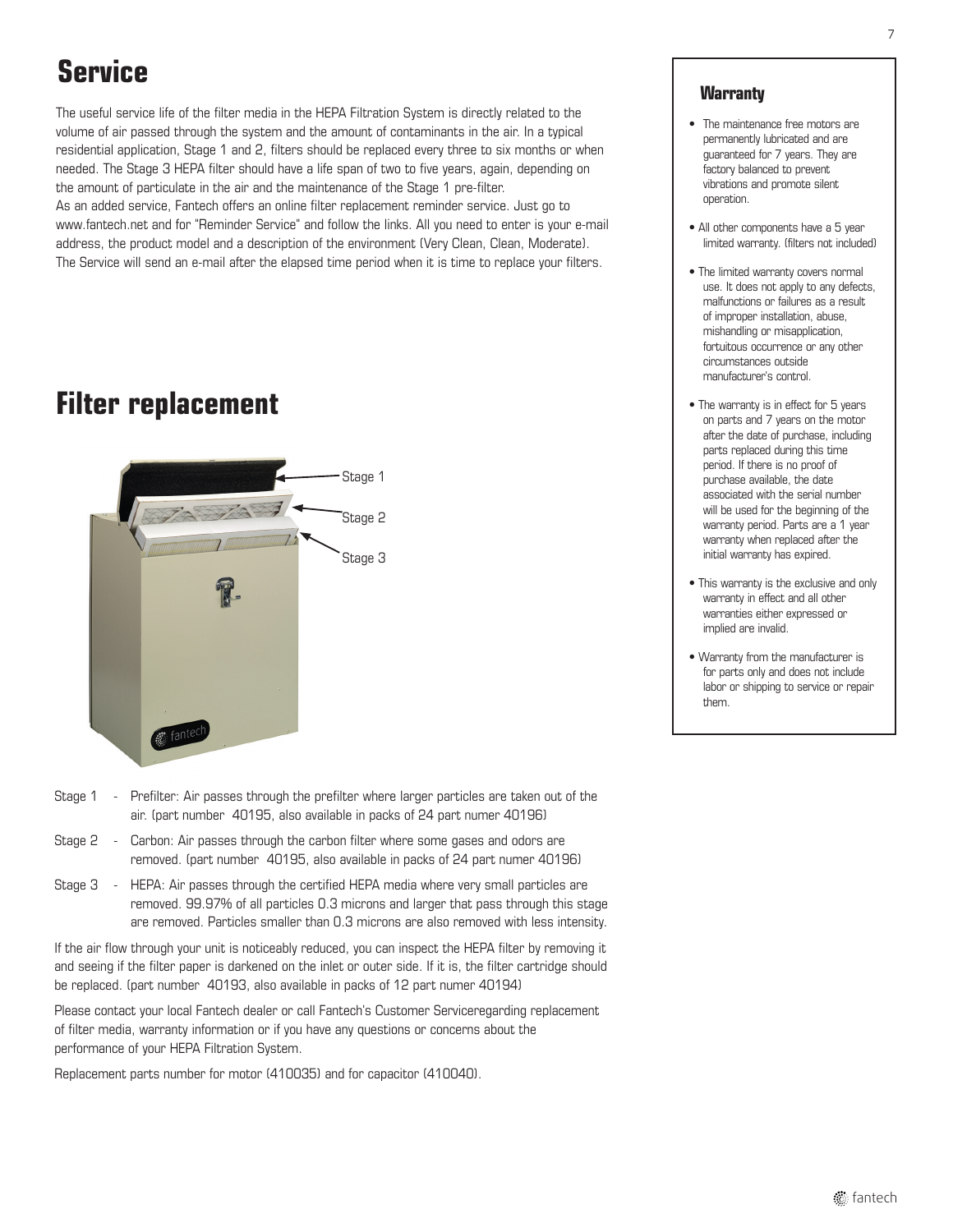# Service

The useful service life of the filter media in the HEPA Filtration System is directly related to the volume of air passed through the system and the amount of contaminants in the air. In a typical residential application, Stage 1 and 2, filters should be replaced every three to six months or when needed. The Stage 3 HEPA filter should have a life span of two to five years, again, depending on the amount of particulate in the air and the maintenance of the Stage 1 pre-filter.
As an added service, Fantech offers an online filter replacement reminder service. Just go to www.fantech.net and for "Reminder Service" and follow the links. All you need to enter is your e-mail address, the product model and a description of the environment (Very Clean, Clean, Moderate). The Service will send an e-mail after the elapsed time period when it is time to replace your filters.

# Filter replacement

Stage 1

Stage 2

Stage 3

Stage 1 - Prefilter: Air passes through the prefilter where larger particles are taken out of the air. (part number 40195, also available in packs of 24 part numer 40196)

Stage 2 - Carbon: Air passes through the carbon filter where some gases and odors are removed. (part number 40195, also available in packs of 24 part numer 40196)

Stage 3 - HEPA: Air passes through the certified HEPA media where very small particles are removed. 99.97% of all particles 0.3 microns and larger that pass through this stage are removed. Particles smaller than 0.3 microns are also removed with less intensity.

If the air flow through your unit is noticeably reduced, you can inspect the HEPA filter by removing it and seeing if the filter paper is darkened on the inlet or outer side. If it is, the filter cartridge should be replaced. (part number 40193, also available in packs of 12 part numer 40194)

Please contact your local Fantech dealer or call Fantech's Customer Serviceregarding replacement of filter media, warranty information or if you have any questions or concerns about the performance of your HEPA Filtration System.

Replacement parts number for motor (410035) and for capacitor (410040).

### Warranty

- The maintenance free motors are permanently lubricated and are guaranteed for 7 years. They are factory balanced to prevent vibrations and promote silent operation.
- All other components have a 5 year limited warranty. (filters not included)
- The limited warranty covers normal use. It does not apply to any defects, malfunctions or failures as a result of improper installation, abuse, mishandling or misapplication, fortuitous occurrence or any other circumstances outside manufacturer's control.
- The warranty is in effect for 5 years on parts and 7 years on the motor after the date of purchase, including parts replaced during this time period. If there is no proof of purchase available, the date associated with the serial number will be used for the beginning of the warranty period. Parts are a 1 year warranty when replaced after the initial warranty has expired.
- This warranty is the exclusive and only warranty in effect and all other warranties either expressed or implied are invalid.
- Warranty from the manufacturer is for parts only and does not include labor or shipping to service or repair them.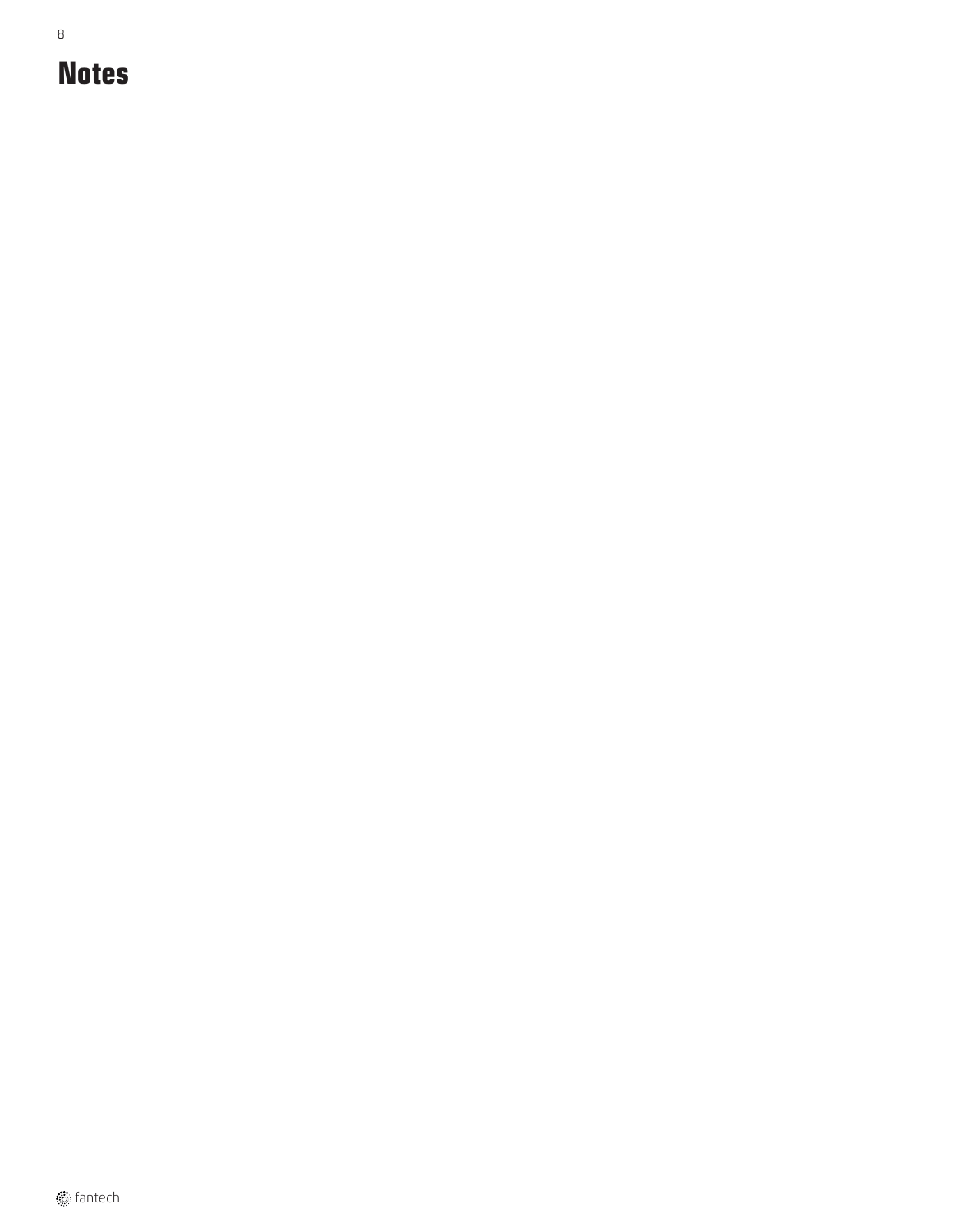# Notes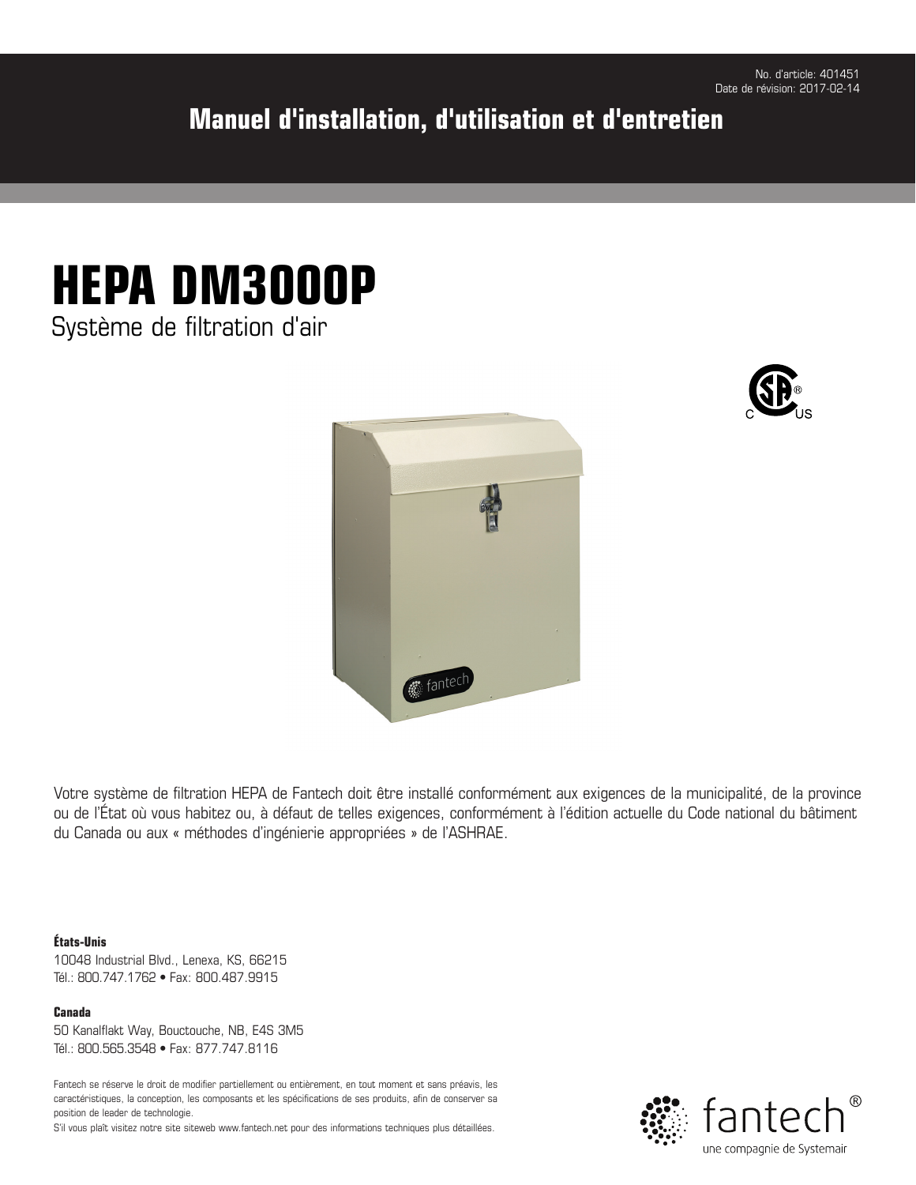No. d'article: 401451
Date de révision: 2017-02-14

# Manuel d'installation, d'utilisation et d'entretien

# HEPA DM3000P

Système de filtration d'air

Votre système de filtration HEPA de Fantech doit être installé conformément aux exigences de la municipalité, de la province ou de l'État où vous habitez ou, à défaut de telles exigences, conformément à l'édition actuelle du Code national du bâtiment du Canada ou aux « méthodes d'ingénierie appropriées » de l'ASHRAE.

**États-Unis**
10048 Industrial Blvd., Lenexa, KS, 66215
Tél.: 800.747.1762 • Fax: 800.487.9915

**Canada**
50 Kanalflakt Way, Bouctouche, NB, E4S 3M5
Tél.: 800.565.3548 • Fax: 877.747.8116

Fantech se réserve le droit de modifier partiellement ou entièrement, en tout moment et sans préavis, les caractéristiques, la conception, les composants et les spécifications de ses produits, afin de conserver sa position de leader de technologie.
S'il vous plaît visitez notre site siteweb www.fantech.net pour des informations techniques plus détaillées.

fantech®
une compagnie de Systemair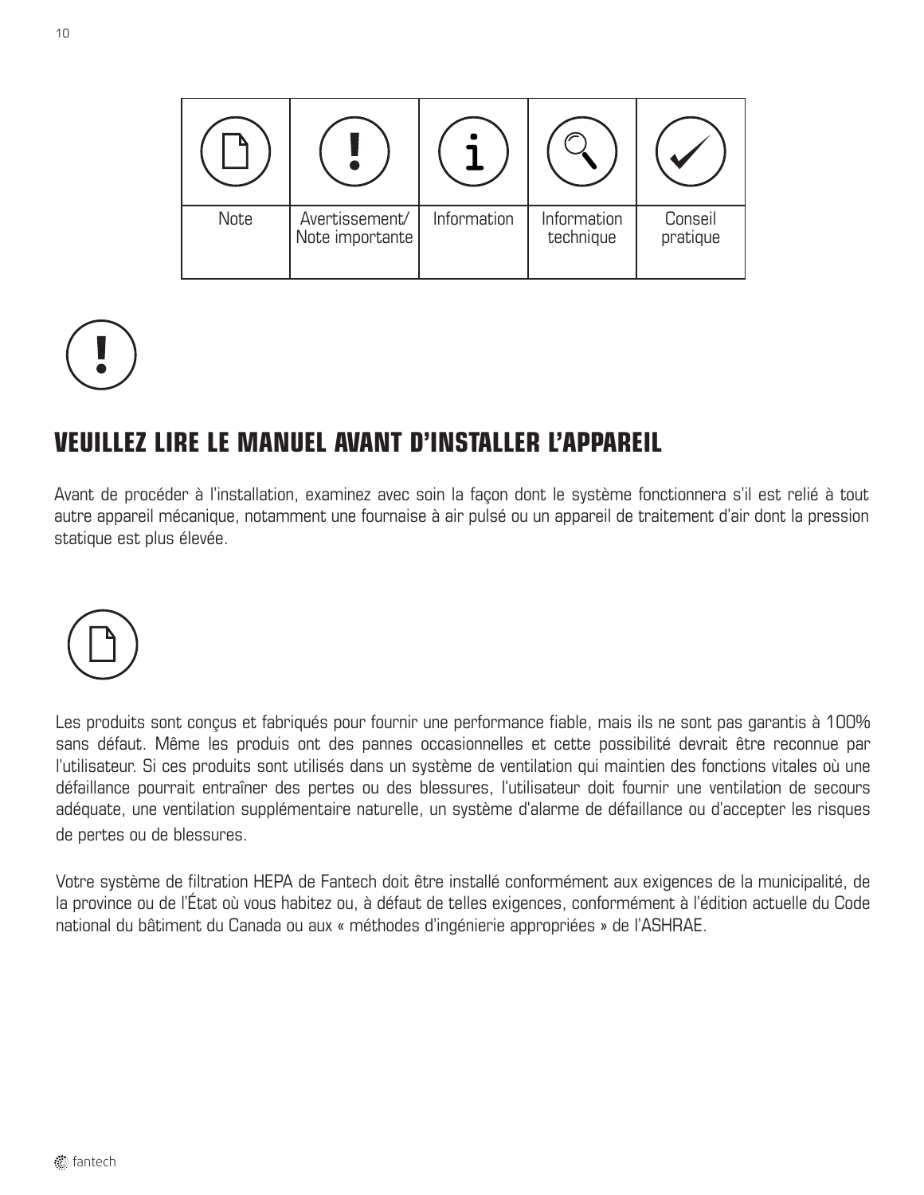| Note | Avertissement/ Note importante | Information | Information technique | Conseil pratique |
|---|---|---|---|---|

## VEUILLEZ LIRE LE MANUEL AVANT D'INSTALLER L'APPAREIL

Avant de procéder à l'installation, examinez avec soin la façon dont le système fonctionnera s'il est relié à tout autre appareil mécanique, notamment une fournaise à air pulsé ou un appareil de traitement d'air dont la pression statique est plus élevée.

Les produits sont conçus et fabriqués pour fournir une performance fiable, mais ils ne sont pas garantis à 100% sans défaut. Même les produis ont des pannes occasionnelles et cette possibilité devrait être reconnue par l'utilisateur. Si ces produits sont utilisés dans un système de ventilation qui maintien des fonctions vitales où une défaillance pourrait entraîner des pertes ou des blessures, l'utilisateur doit fournir une ventilation de secours adéquate, une ventilation supplémentaire naturelle, un système d'alarme de défaillance ou d'accepter les risques de pertes ou de blessures.

Votre système de filtration HEPA de Fantech doit être installé conformément aux exigences de la municipalité, de la province ou de l'État où vous habitez ou, à défaut de telles exigences, conformément à l'édition actuelle du Code national du bâtiment du Canada ou aux « méthodes d'ingénierie appropriées » de l'ASHRAE.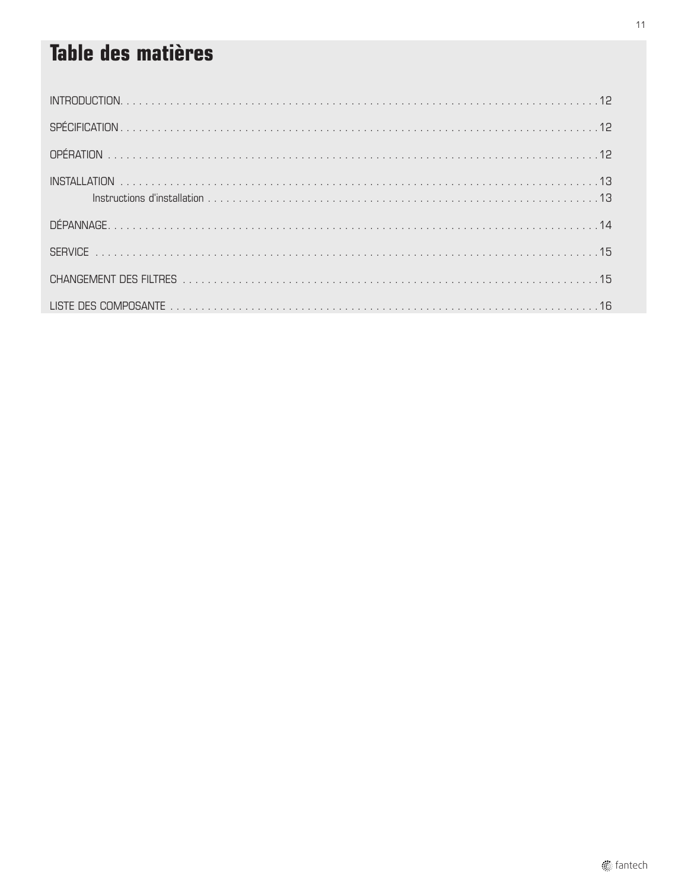# Table des matières

INTRODUCTION. . . . . . . . . . . . . . . . . . . . . . . . . . . . . . . . . . . . . . . . . . . . . . . . . . . . . . . . . . . . . . . . . . . . . . . . . . . . .12

SPÉCIFICATION . . . . . . . . . . . . . . . . . . . . . . . . . . . . . . . . . . . . . . . . . . . . . . . . . . . . . . . . . . . . . . . . . . . . . . . . . . . .12

OPÉRATION . . . . . . . . . . . . . . . . . . . . . . . . . . . . . . . . . . . . . . . . . . . . . . . . . . . . . . . . . . . . . . . . . . . . . . . . . . . . .12

INSTALLATION . . . . . . . . . . . . . . . . . . . . . . . . . . . . . . . . . . . . . . . . . . . . . . . . . . . . . . . . . . . . . . . . . . . . . . . . . . .13

    Instructions d'installation . . . . . . . . . . . . . . . . . . . . . . . . . . . . . . . . . . . . . . . . . . . . . . . . . . . . . . . . . . .13

DÉPANNAGE. . . . . . . . . . . . . . . . . . . . . . . . . . . . . . . . . . . . . . . . . . . . . . . . . . . . . . . . . . . . . . . . . . . . . . . . . . . . .14

SERVICE . . . . . . . . . . . . . . . . . . . . . . . . . . . . . . . . . . . . . . . . . . . . . . . . . . . . . . . . . . . . . . . . . . . . . . . . . . . . . . .15

CHANGEMENT DES FILTRES . . . . . . . . . . . . . . . . . . . . . . . . . . . . . . . . . . . . . . . . . . . . . . . . . . . . . . . . . . . . . .15

LISTE DES COMPOSANTE . . . . . . . . . . . . . . . . . . . . . . . . . . . . . . . . . . . . . . . . . . . . . . . . . . . . . . . . . . . . . . .16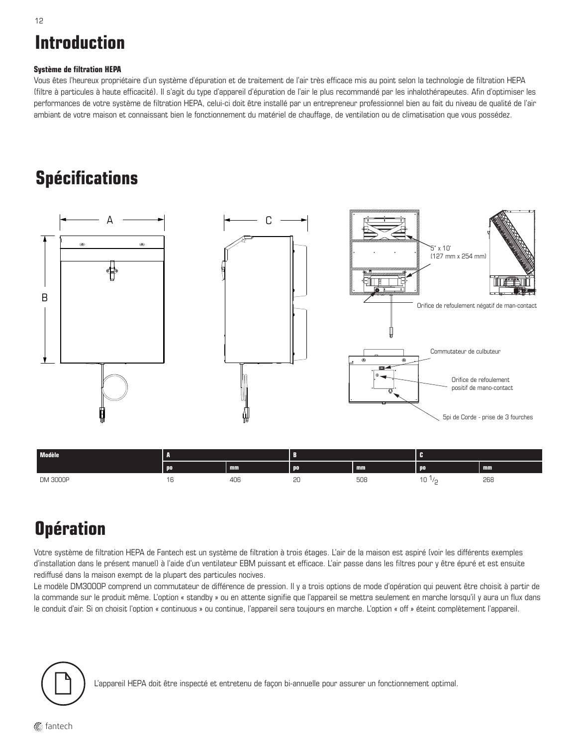# Introduction

**Système de filtration HEPA**

Vous êtes l'heureux propriétaire d'un système d'épuration et de traitement de l'air très efficace mis au point selon la technologie de filtration HEPA (filtre à particules à haute efficacité). Il s'agit du type d'appareil d'épuration de l'air le plus recommandé par les inhalothérapeutes. Afin d'optimiser les performances de votre système de filtration HEPA, celui-ci doit être installé par un entrepreneur professionnel bien au fait du niveau de qualité de l'air ambiant de votre maison et connaissant bien le fonctionnement du matériel de chauffage, de ventilation ou de climatisation que vous possédez.

# Spécifications

A

C

B

5" x 10' (127 mm x 254 mm)

Orifice de refoulement négatif de man-contact

Commutateur de culbuteur

Orifice de refoulement positif de mano-contact

5pi de Corde - prise de 3 fourches

| Modèle | A | | B | | C | |
|---|---|---|---|---|---|---|
| | po | mm | po | mm | po | mm |
| DM 3000P | 16 | 406 | 20 | 508 | 10 $^{1}/_{2}$ | 268 |

# Opération

Votre système de filtration HEPA de Fantech est un système de filtration à trois étages. L'air de la maison est aspiré (voir les différents exemples d'installation dans le présent manuel) à l'aide d'un ventilateur EBM puissant et efficace. L'air passe dans les filtres pour y être épuré et est ensuite rediffusé dans la maison exempt de la plupart des particules nocives.

Le modèle DM3000P comprend un commutateur de différence de pression. Il y a trois options de mode d'opération qui peuvent être choisit à partir de la commande sur le produit même. L'option « standby » ou en attente signifie que l'appareil se mettra seulement en marche lorsqu'il y aura un flux dans le conduit d'air. Si on choisit l'option « continuous » ou continue, l'appareil sera toujours en marche. L'option « off » éteint complètement l'appareil.

L'appareil HEPA doit être inspecté et entretenu de façon bi-annuelle pour assurer un fonctionnement optimal.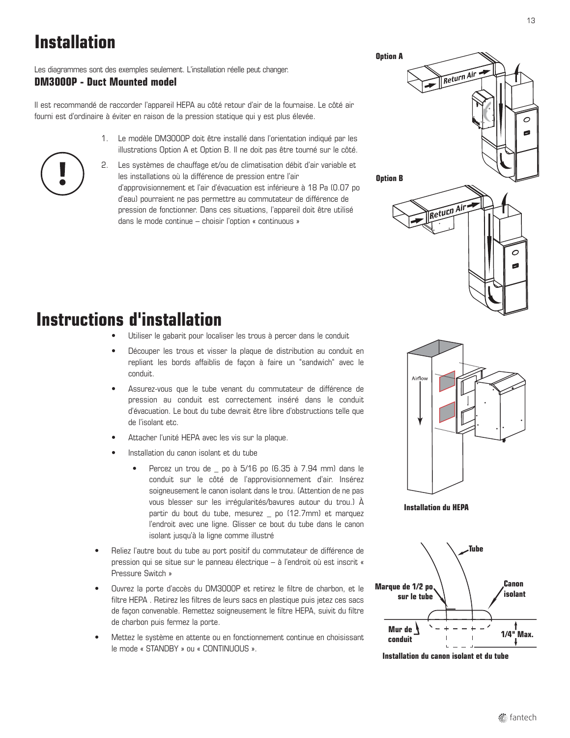# Installation

Les diagrammes sont des exemples seulement. L'installation réelle peut changer.

### DM3000P - Duct Mounted model

Il est recommandé de raccorder l'appareil HEPA au côté retour d'air de la fournaise. Le côté air fourni est d'ordinaire à éviter en raison de la pression statique qui y est plus élevée.

1. Le modèle DM3000P doit être installé dans l'orientation indiqué par les illustrations Option A et Option B. Il ne doit pas être tourné sur le côté.
2. Les systèmes de chauffage et/ou de climatisation débit d'air variable et les installations où la différence de pression entre l'air d'approvisionnement et l'air d'évacuation est inférieure à 18 Pa (0.07 po d'eau) pourraient ne pas permettre au commutateur de différence de pression de fonctionner. Dans ces situations, l'appareil doit être utilisé dans le mode continue – choisir l'option « continuous »

**Option A**

Return Air

**Option B**

Return Air

# Instructions d'installation

- Utiliser le gabarit pour localiser les trous à percer dans le conduit
- Découper les trous et visser la plaque de distribution au conduit en repliant les bords affaiblis de façon à faire un "sandwich" avec le conduit.
- Assurez-vous que le tube venant du commutateur de différence de pression au conduit est correctement inséré dans le conduit d'évacuation. Le bout du tube devrait être libre d'obstructions telle que de l'isolant etc.
- Attacher l'unité HEPA avec les vis sur la plaque.
- Installation du canon isolant et du tube
  - Percez un trou de _ po à 5/16 po (6.35 à 7.94 mm) dans le conduit sur le côté de l'approvisionnement d'air. Insérez soigneusement le canon isolant dans le trou. (Attention de ne pas vous blesser sur les irrégularités/bavures autour du trou.) À partir du bout du tube, mesurez _ po (12.7mm) et marquez l'endroit avec une ligne. Glisser ce bout du tube dans le canon isolant jusqu'à la ligne comme illustré
- Reliez l'autre bout du tube au port positif du commutateur de différence de pression qui se situe sur le panneau électrique – à l'endroit où est inscrit « Pressure Switch »
- Ouvrez la porte d'accès du DM3000P et retirez le filtre de charbon, et le filtre HEPA . Retirez les filtres de leurs sacs en plastique puis jetez ces sacs de façon convenable. Remettez soigneusement le filtre HEPA, suivit du filtre de charbon puis fermez la porte.
- Mettez le système en attente ou en fonctionnement continue en choisissant le mode « STANDBY » ou « CONTINUOUS ».

Airflow

**Installation du HEPA**

Tube

Marque de 1/2 po sur le tube

Canon isolant

Mur de conduit

1/4" Max.

**Installation du canon isolant et du tube**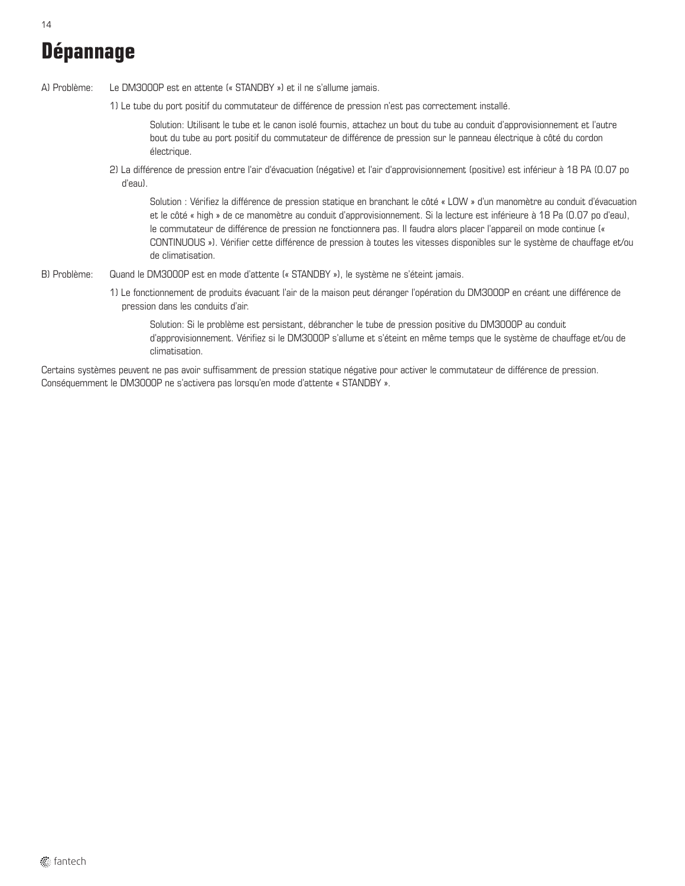# Dépannage

A) Problème: Le DM3000P est en attente (« STANDBY ») et il ne s'allume jamais.

1) Le tube du port positif du commutateur de différence de pression n'est pas correctement installé.

   Solution: Utilisant le tube et le canon isolé fournis, attachez un bout du tube au conduit d'approvisionnement et l'autre bout du tube au port positif du commutateur de différence de pression sur le panneau électrique à côté du cordon électrique.

2) La différence de pression entre l'air d'évacuation (négative) et l'air d'approvisionnement (positive) est inférieur à 18 PA (0.07 po d'eau).

   Solution : Vérifiez la différence de pression statique en branchant le côté « LOW » d'un manomètre au conduit d'évacuation et le côté « high » de ce manomètre au conduit d'approvisionnement. Si la lecture est inférieure à 18 Pa (0.07 po d'eau), le commutateur de différence de pression ne fonctionnera pas. Il faudra alors placer l'appareil on mode continue (« CONTINUOUS »). Vérifier cette différence de pression à toutes les vitesses disponibles sur le système de chauffage et/ou de climatisation.

B) Problème: Quand le DM3000P est en mode d'attente (« STANDBY »), le système ne s'éteint jamais.

1) Le fonctionnement de produits évacuant l'air de la maison peut déranger l'opération du DM3000P en créant une différence de pression dans les conduits d'air.

   Solution: Si le problème est persistant, débrancher le tube de pression positive du DM3000P au conduit d'approvisionnement. Vérifiez si le DM3000P s'allume et s'éteint en même temps que le système de chauffage et/ou de climatisation.

Certains systèmes peuvent ne pas avoir suffisamment de pression statique négative pour activer le commutateur de différence de pression. Conséquemment le DM3000P ne s'activera pas lorsqu'en mode d'attente « STANDBY ».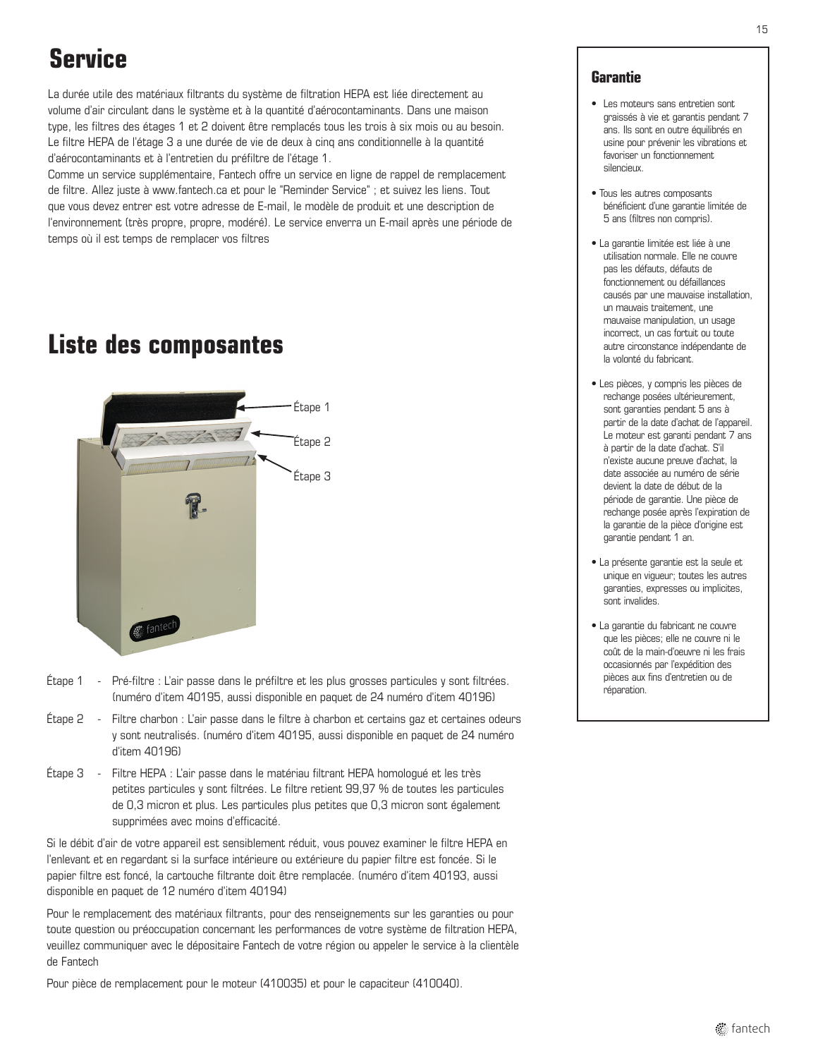# Service

La durée utile des matériaux filtrants du système de filtration HEPA est liée directement au volume d'air circulant dans le système et à la quantité d'aérocontaminants. Dans une maison type, les filtres des étages 1 et 2 doivent être remplacés tous les trois à six mois ou au besoin. Le filtre HEPA de l'étage 3 a une durée de vie de deux à cinq ans conditionnelle à la quantité d'aérocontaminants et à l'entretien du préfiltre de l'étage 1.
Comme un service supplémentaire, Fantech offre un service en ligne de rappel de remplacement de filtre. Allez juste à www.fantech.ca et pour le "Reminder Service" ; et suivez les liens. Tout que vous devez entrer est votre adresse de E-mail, le modèle de produit et une description de l'environnement (très propre, propre, modéré). Le service enverra un E-mail après une période de temps où il est temps de remplacer vos filtres

# Liste des composantes

Étape 1

Étape 2

Étape 3

Étape 1 - Pré-filtre : L'air passe dans le préfiltre et les plus grosses particules y sont filtrées. (numéro d'item 40195, aussi disponible en paquet de 24 numéro d'item 40196)

Étape 2 - Filtre charbon : L'air passe dans le filtre à charbon et certains gaz et certaines odeurs y sont neutralisés. (numéro d'item 40195, aussi disponible en paquet de 24 numéro d'item 40196)

Étape 3 - Filtre HEPA : L'air passe dans le matériau filtrant HEPA homologué et les très petites particules y sont filtrées. Le filtre retient 99,97 % de toutes les particules de 0,3 micron et plus. Les particules plus petites que 0,3 micron sont également supprimées avec moins d'efficacité.

Si le débit d'air de votre appareil est sensiblement réduit, vous pouvez examiner le filtre HEPA en l'enlevant et en regardant si la surface intérieure ou extérieure du papier filtre est foncée. Si le papier filtre est foncé, la cartouche filtrante doit être remplacée. (numéro d'item 40193, aussi disponible en paquet de 12 numéro d'item 40194)

Pour le remplacement des matériaux filtrants, pour des renseignements sur les garanties ou pour toute question ou préoccupation concernant les performances de votre système de filtration HEPA, veuillez communiquer avec le dépositaire Fantech de votre région ou appeler le service à la clientèle de Fantech

Pour pièce de remplacement pour le moteur (410035) et pour le capaciteur (410040).

## Garantie

- Les moteurs sans entretien sont graissés à vie et garantis pendant 7 ans. Ils sont en outre équilibrés en usine pour prévenir les vibrations et favoriser un fonctionnement silencieux.
- Tous les autres composants bénéficient d'une garantie limitée de 5 ans (filtres non compris).
- La garantie limitée est liée à une utilisation normale. Elle ne couvre pas les défauts, défauts de fonctionnement ou défaillances causés par une mauvaise installation, un mauvais traitement, une mauvaise manipulation, un usage incorrect, un cas fortuit ou toute autre circonstance indépendante de la volonté du fabricant.
- Les pièces, y compris les pièces de rechange posées ultérieurement, sont garanties pendant 5 ans à partir de la date d'achat de l'appareil. Le moteur est garanti pendant 7 ans à partir de la date d'achat. S'il n'existe aucune preuve d'achat, la date associée au numéro de série devient la date de début de la période de garantie. Une pièce de rechange posée après l'expiration de la garantie de la pièce d'origine est garantie pendant 1 an.
- La présente garantie est la seule et unique en vigueur; toutes les autres garanties, expresses ou implicites, sont invalides.
- La garantie du fabricant ne couvre que les pièces; elle ne couvre ni le coût de la main-d'oeuvre ni les frais occasionnés par l'expédition des pièces aux fins d'entretien ou de réparation.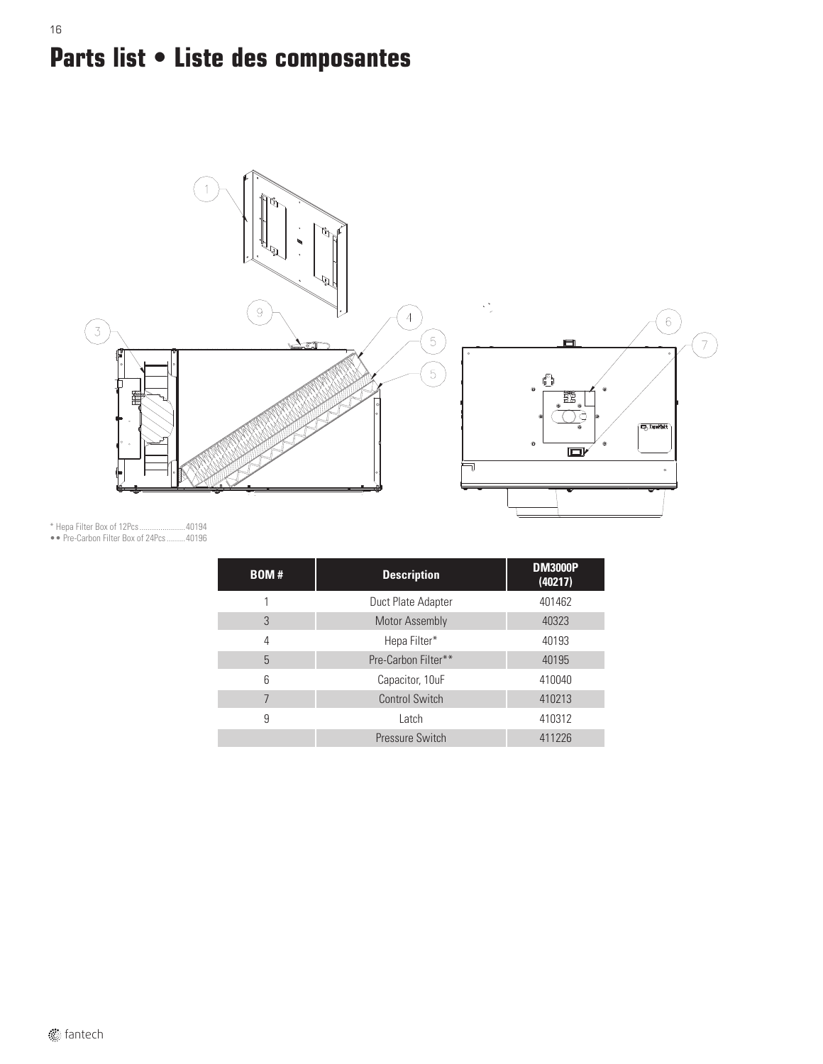# Parts list • Liste des composantes

\* Hepa Filter Box of 12Pcs........................40194
• • Pre-Carbon Filter Box of 24Pcs..........40196

| BOM # | Description | DM3000P (40217) |
|---|---|---|
| 1 | Duct Plate Adapter | 401462 |
| 3 | Motor Assembly | 40323 |
| 4 | Hepa Filter* | 40193 |
| 5 | Pre-Carbon Filter** | 40195 |
| 6 | Capacitor, 10uF | 410040 |
| 7 | Control Switch | 410213 |
| 9 | Latch | 410312 |
| | Pressure Switch | 411226 |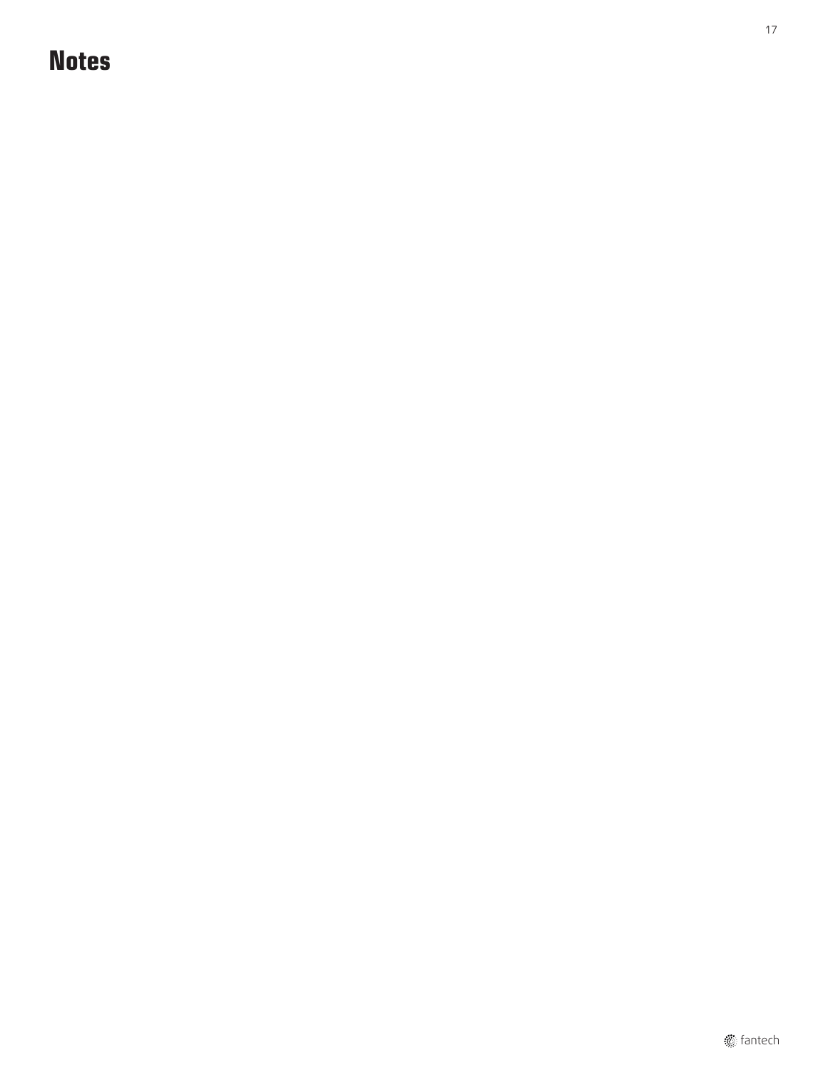# Notes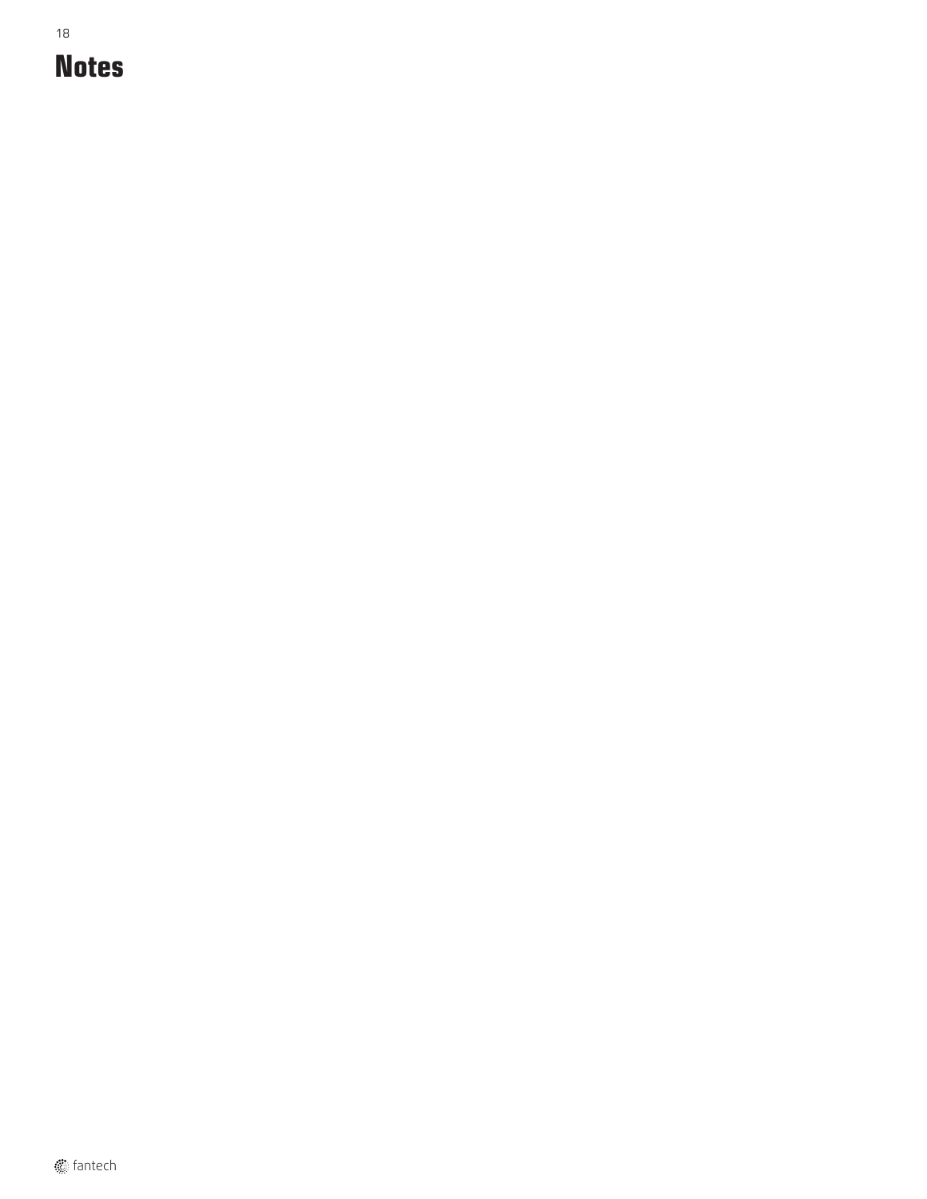# Notes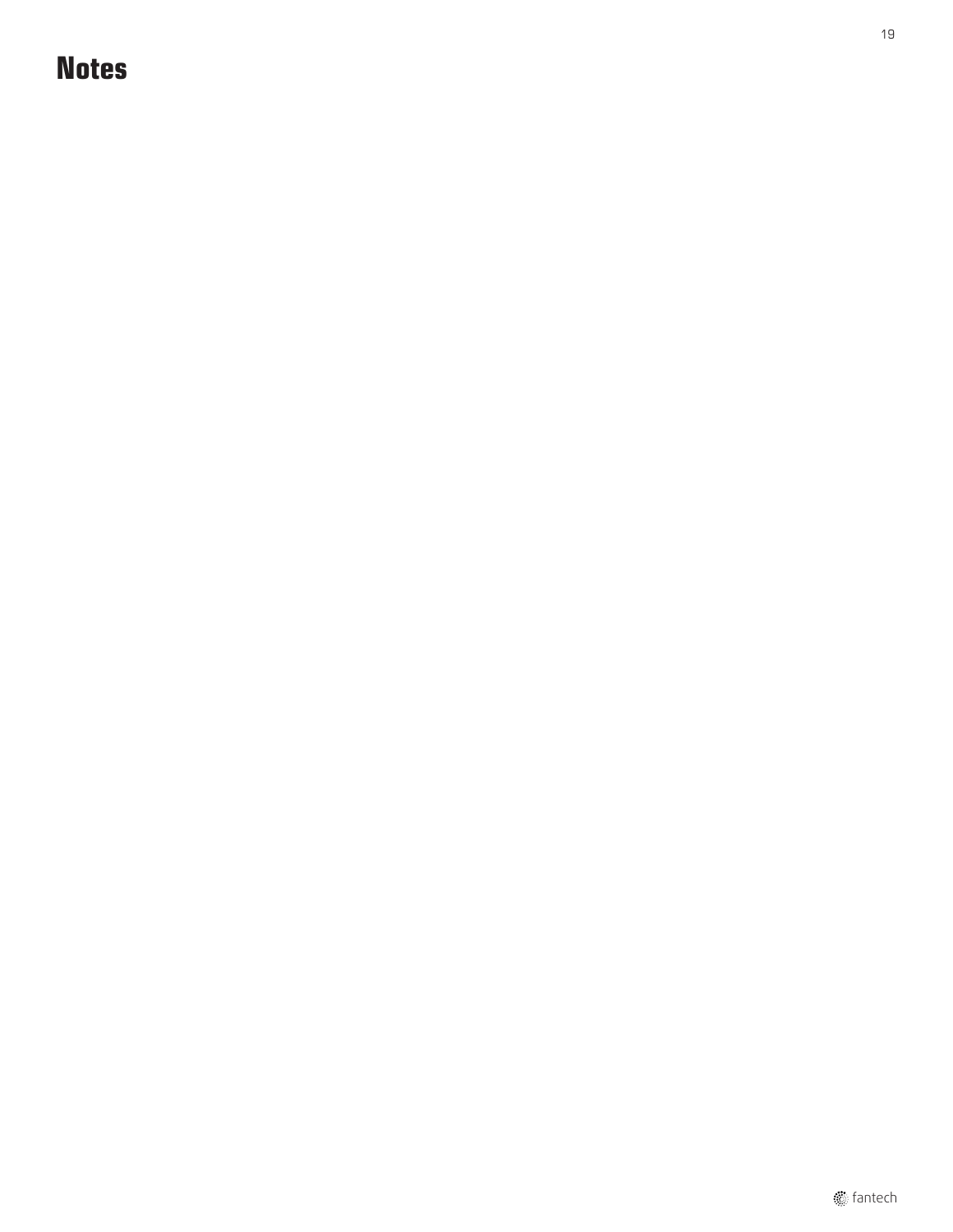# Notes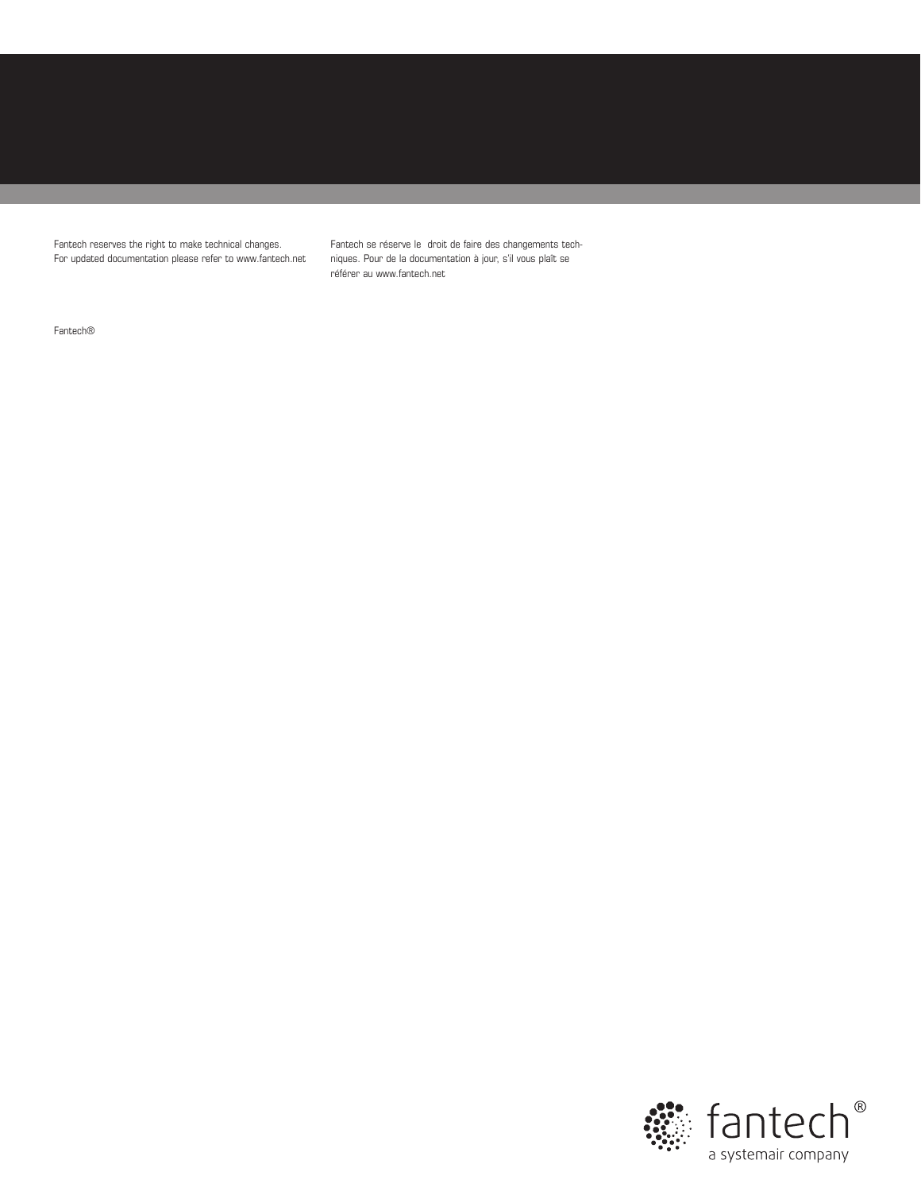Fantech reserves the right to make technical changes.
For updated documentation please refer to www.fantech.net

Fantech se réserve le droit de faire des changements techniques. Pour de la documentation à jour, s'il vous plaît se référer au www.fantech.net

Fantech®

fantech®
a systemair company